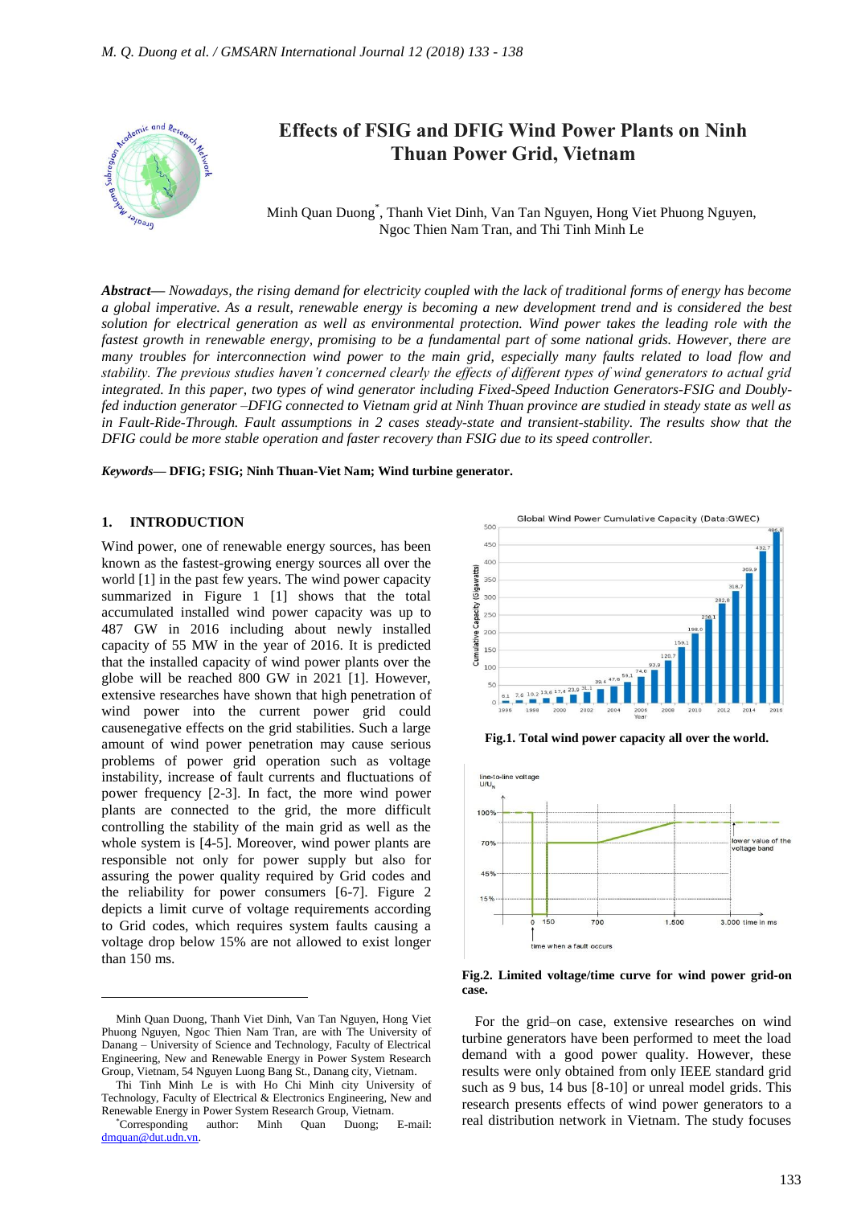# Effects of FSIG and DFIG Wind Power Plants on Ninh Thuan Power Grid, Vietnam

Minh Quan Duong*, Thanh Viet Dinh, Van Tan Nguyen, Hong Viet Phuong Nguyen, Ngoc Thien Nam Tran, and Thi Tinh Minh Le

***Abstract*—** *Nowadays, the rising demand for electricity coupled with the lack of traditional forms of energy has become a global imperative. As a result, renewable energy is becoming a new development trend and is considered the best solution for electrical generation as well as environmental protection. Wind power takes the leading role with the fastest growth in renewable energy, promising to be a fundamental part of some national grids. However, there are many troubles for interconnection wind power to the main grid, especially many faults related to load flow and stability. The previous studies haven't concerned clearly the effects of different types of wind generators to actual grid integrated. In this paper, two types of wind generator including Fixed-Speed Induction Generators-FSIG and Doubly-fed induction generator –DFIG connected to Vietnam grid at Ninh Thuan province are studied in steady state as well as in Fault-Ride-Through. Fault assumptions in 2 cases steady-state and transient-stability. The results show that the DFIG could be more stable operation and faster recovery than FSIG due to its speed controller.*

***Keywords*—** **DFIG; FSIG; Ninh Thuan-Viet Nam; Wind turbine generator.**

## 1. INTRODUCTION

Wind power, one of renewable energy sources, has been known as the fastest-growing energy sources all over the world [1] in the past few years. The wind power capacity summarized in Figure 1 [1] shows that the total accumulated installed wind power capacity was up to 487 GW in 2016 including about newly installed capacity of 55 MW in the year of 2016. It is predicted that the installed capacity of wind power plants over the globe will be reached 800 GW in 2021 [1]. However, extensive researches have shown that high penetration of wind power into the current power grid could causenegative effects on the grid stabilities. Such a large amount of wind power penetration may cause serious problems of power grid operation such as voltage instability, increase of fault currents and fluctuations of power frequency [2-3]. In fact, the more wind power plants are connected to the grid, the more difficult controlling the stability of the main grid as well as the whole system is [4-5]. Moreover, wind power plants are responsible not only for power supply but also for assuring the power quality required by Grid codes and the reliability for power consumers [6-7]. Figure 2 depicts a limit curve of voltage requirements according to Grid codes, which requires system faults causing a voltage drop below 15% are not allowed to exist longer than 150 ms.

**Fig.1. Total wind power capacity all over the world.**

**Fig.2. Limited voltage/time curve for wind power grid-on case.**

For the grid–on case, extensive researches on wind turbine generators have been performed to meet the load demand with a good power quality. However, these results were only obtained from only IEEE standard grid such as 9 bus, 14 bus [8-10] or unreal model grids. This research presents effects of wind power generators to a real distribution network in Vietnam. The study focuses

---

Minh Quan Duong, Thanh Viet Dinh, Van Tan Nguyen, Hong Viet Phuong Nguyen, Ngoc Thien Nam Tran, are with The University of Danang – University of Science and Technology, Faculty of Electrical Engineering, New and Renewable Energy in Power System Research Group, Vietnam, 54 Nguyen Luong Bang St., Danang city, Vietnam.

Thi Tinh Minh Le is with Ho Chi Minh city University of Technology, Faculty of Electrical & Electronics Engineering, New and Renewable Energy in Power System Research Group, Vietnam.

*Corresponding author: Minh Quan Duong; E-mail: dmquan@dut.udn.vn.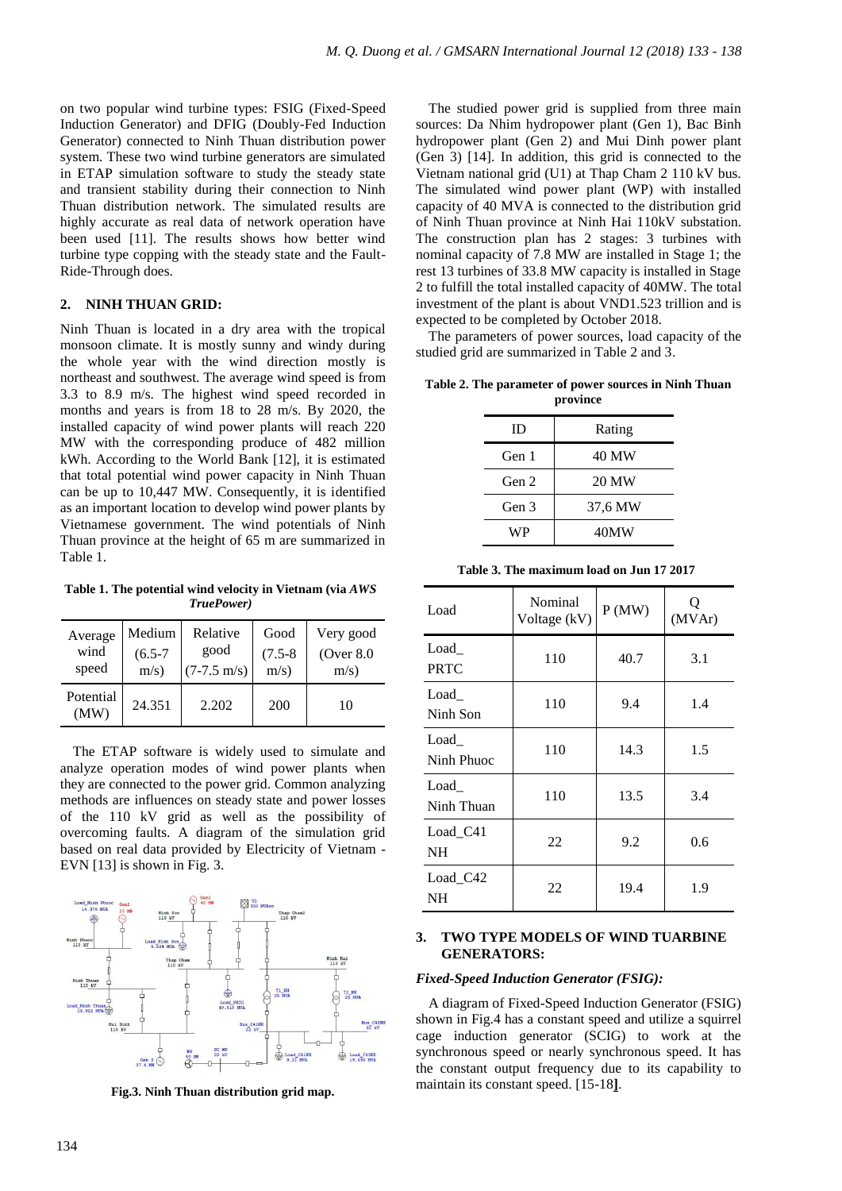on two popular wind turbine types: FSIG (Fixed-Speed Induction Generator) and DFIG (Doubly-Fed Induction Generator) connected to Ninh Thuan distribution power system. These two wind turbine generators are simulated in ETAP simulation software to study the steady state and transient stability during their connection to Ninh Thuan distribution network. The simulated results are highly accurate as real data of network operation have been used [11]. The results shows how better wind turbine type copping with the steady state and the Fault-Ride-Through does.

## 2. NINH THUAN GRID:

Ninh Thuan is located in a dry area with the tropical monsoon climate. It is mostly sunny and windy during the whole year with the wind direction mostly is northeast and southwest. The average wind speed is from 3.3 to 8.9 m/s. The highest wind speed recorded in months and years is from 18 to 28 m/s. By 2020, the installed capacity of wind power plants will reach 220 MW with the corresponding produce of 482 million kWh. According to the World Bank [12], it is estimated that total potential wind power capacity in Ninh Thuan can be up to 10,447 MW. Consequently, it is identified as an important location to develop wind power plants by Vietnamese government. The wind potentials of Ninh Thuan province at the height of 65 m are summarized in Table 1.

**Table 1. The potential wind velocity in Vietnam (via *AWS TruePower*)**

| Average wind speed | Medium (6.5-7 m/s) | Relative good (7-7.5 m/s) | Good (7.5-8 m/s) | Very good (Over 8.0 m/s) |
|---|---|---|---|---|
| Potential (MW) | 24.351 | 2.202 | 200 | 10 |

The ETAP software is widely used to simulate and analyze operation modes of wind power plants when they are connected to the power grid. Common analyzing methods are influences on steady state and power losses of the 110 kV grid as well as the possibility of overcoming faults. A diagram of the simulation grid based on real data provided by Electricity of Vietnam - EVN [13] is shown in Fig. 3.

**Fig.3. Ninh Thuan distribution grid map.**

The studied power grid is supplied from three main sources: Da Nhim hydropower plant (Gen 1), Bac Binh hydropower plant (Gen 2) and Mui Dinh power plant (Gen 3) [14]. In addition, this grid is connected to the Vietnam national grid (U1) at Thap Cham 2 110 kV bus. The simulated wind power plant (WP) with installed capacity of 40 MVA is connected to the distribution grid of Ninh Thuan province at Ninh Hai 110kV substation. The construction plan has 2 stages: 3 turbines with nominal capacity of 7.8 MW are installed in Stage 1; the rest 13 turbines of 33.8 MW capacity is installed in Stage 2 to fulfill the total installed capacity of 40MW. The total investment of the plant is about VND1.523 trillion and is expected to be completed by October 2018.

The parameters of power sources, load capacity of the studied grid are summarized in Table 2 and 3.

**Table 2. The parameter of power sources in Ninh Thuan province**

| ID | Rating |
|---|---|
| Gen 1 | 40 MW |
| Gen 2 | 20 MW |
| Gen 3 | 37,6 MW |
| WP | 40MW |

**Table 3. The maximum load on Jun 17 2017**

| Load | Nominal Voltage (kV) | P (MW) | Q (MVAr) |
|---|---|---|---|
| Load_ PRTC | 110 | 40.7 | 3.1 |
| Load_ Ninh Son | 110 | 9.4 | 1.4 |
| Load_ Ninh Phuoc | 110 | 14.3 | 1.5 |
| Load_ Ninh Thuan | 110 | 13.5 | 3.4 |
| Load_C41 NH | 22 | 9.2 | 0.6 |
| Load_C42 NH | 22 | 19.4 | 1.9 |

## 3. TWO TYPE MODELS OF WIND TUARBINE GENERATORS:

### *Fixed-Speed Induction Generator (FSIG):*

A diagram of Fixed-Speed Induction Generator (FSIG) shown in Fig.4 has a constant speed and utilize a squirrel cage induction generator (SCIG) to work at the synchronous speed or nearly synchronous speed. It has the constant output frequency due to its capability to maintain its constant speed. [15-18].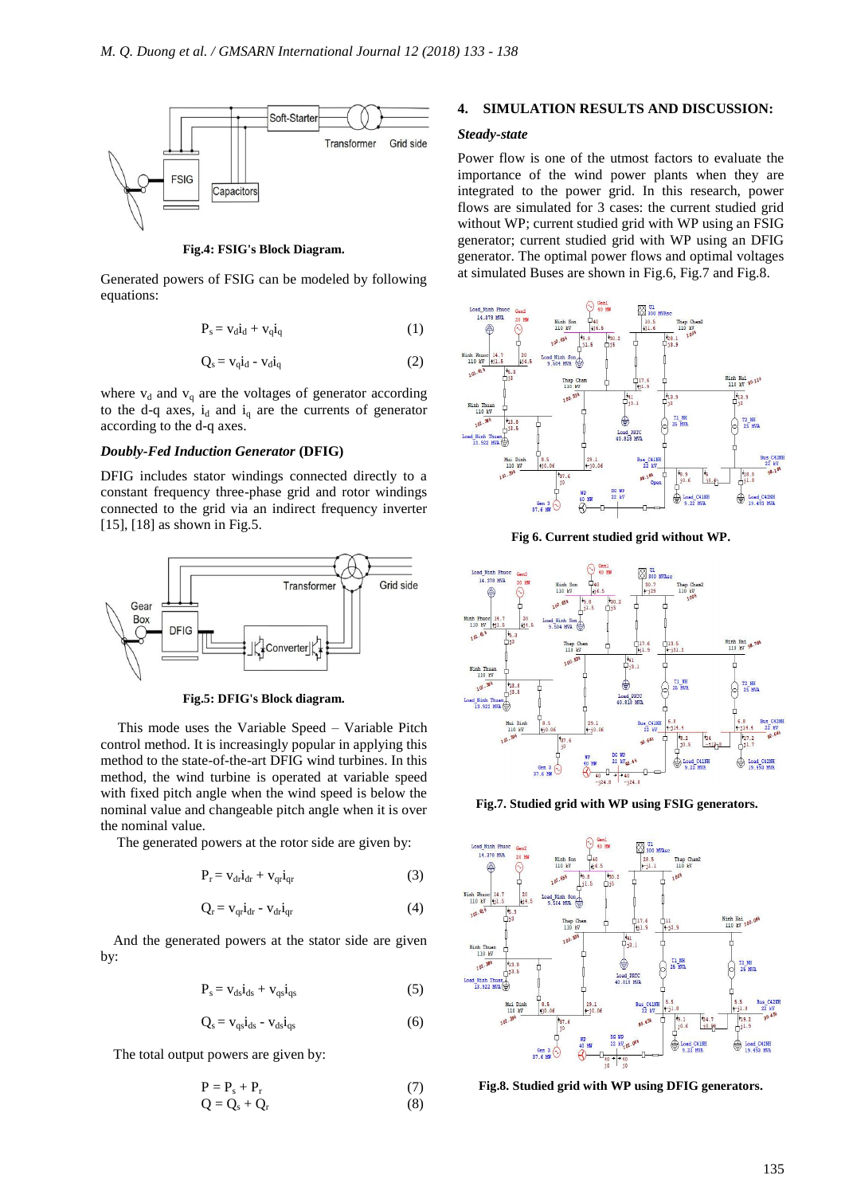Fig.4: FSIG's Block Diagram.

Generated powers of FSIG can be modeled by following equations:

$$P_s = v_d i_d + v_q i_q \tag{1}$$

$$Q_s = v_q i_d - v_d i_q \tag{2}$$

where $v_d$ and $v_q$ are the voltages of generator according to the d-q axes, $i_d$ and $i_q$ are the currents of generator according to the d-q axes.

### *Doubly-Fed Induction Generator* (DFIG)

DFIG includes stator windings connected directly to a constant frequency three-phase grid and rotor windings connected to the grid via an indirect frequency inverter [15], [18] as shown in Fig.5.

Fig.5: DFIG's Block diagram.

This mode uses the Variable Speed – Variable Pitch control method. It is increasingly popular in applying this method to the state-of-the-art DFIG wind turbines. In this method, the wind turbine is operated at variable speed with fixed pitch angle when the wind speed is below the nominal value and changeable pitch angle when it is over the nominal value.

The generated powers at the rotor side are given by:

$$P_r = v_{dr} i_{dr} + v_{qr} i_{qr} \tag{3}$$

$$Q_r = v_{qr} i_{dr} - v_{dr} i_{qr} \tag{4}$$

And the generated powers at the stator side are given by:

$$P_s = v_{ds} i_{ds} + v_{qs} i_{qs} \tag{5}$$

$$Q_s = v_{qs} i_{ds} - v_{ds} i_{qs} \tag{6}$$

The total output powers are given by:

$$P = P_s + P_r \tag{7}$$

$$Q = Q_s + Q_r \tag{8}$$

## 4. SIMULATION RESULTS AND DISCUSSION:

### *Steady-state*

Power flow is one of the utmost factors to evaluate the importance of the wind power plants when they are integrated to the power grid. In this research, power flows are simulated for 3 cases: the current studied grid without WP; current studied grid with WP using an FSIG generator; current studied grid with WP using an DFIG generator. The optimal power flows and optimal voltages at simulated Buses are shown in Fig.6, Fig.7 and Fig.8.

Fig 6. Current studied grid without WP.

Fig.7. Studied grid with WP using FSIG generators.

Fig.8. Studied grid with WP using DFIG generators.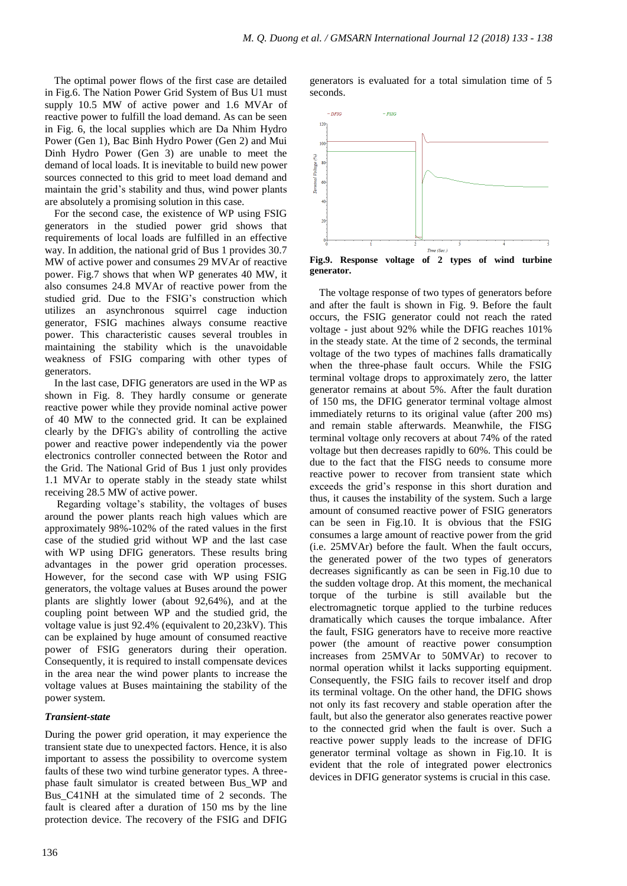The optimal power flows of the first case are detailed in Fig.6. The Nation Power Grid System of Bus U1 must supply 10.5 MW of active power and 1.6 MVAr of reactive power to fulfill the load demand. As can be seen in Fig. 6, the local supplies which are Da Nhim Hydro Power (Gen 1), Bac Binh Hydro Power (Gen 2) and Mui Dinh Hydro Power (Gen 3) are unable to meet the demand of local loads. It is inevitable to build new power sources connected to this grid to meet load demand and maintain the grid's stability and thus, wind power plants are absolutely a promising solution in this case.

For the second case, the existence of WP using FSIG generators in the studied power grid shows that requirements of local loads are fulfilled in an effective way. In addition, the national grid of Bus 1 provides 30.7 MW of active power and consumes 29 MVAr of reactive power. Fig.7 shows that when WP generates 40 MW, it also consumes 24.8 MVAr of reactive power from the studied grid. Due to the FSIG's construction which utilizes an asynchronous squirrel cage induction generator, FSIG machines always consume reactive power. This characteristic causes several troubles in maintaining the stability which is the unavoidable weakness of FSIG comparing with other types of generators.

In the last case, DFIG generators are used in the WP as shown in Fig. 8. They hardly consume or generate reactive power while they provide nominal active power of 40 MW to the connected grid. It can be explained clearly by the DFIG's ability of controlling the active power and reactive power independently via the power electronics controller connected between the Rotor and the Grid. The National Grid of Bus 1 just only provides 1.1 MVAr to operate stably in the steady state whilst receiving 28.5 MW of active power.

Regarding voltage's stability, the voltages of buses around the power plants reach high values which are approximately 98%-102% of the rated values in the first case of the studied grid without WP and the last case with WP using DFIG generators. These results bring advantages in the power grid operation processes. However, for the second case with WP using FSIG generators, the voltage values at Buses around the power plants are slightly lower (about 92,64%), and at the coupling point between WP and the studied grid, the voltage value is just 92.4% (equivalent to 20,23kV). This can be explained by huge amount of consumed reactive power of FSIG generators during their operation. Consequently, it is required to install compensate devices in the area near the wind power plants to increase the voltage values at Buses maintaining the stability of the power system.

### *Transient-state*

During the power grid operation, it may experience the transient state due to unexpected factors. Hence, it is also important to assess the possibility to overcome system faults of these two wind turbine generator types. A three-phase fault simulator is created between Bus_WP and Bus_C41NH at the simulated time of 2 seconds. The fault is cleared after a duration of 150 ms by the line protection device. The recovery of the FSIG and DFIG generators is evaluated for a total simulation time of 5 seconds.

**Fig.9. Response voltage of 2 types of wind turbine generator.**

The voltage response of two types of generators before and after the fault is shown in Fig. 9. Before the fault occurs, the FSIG generator could not reach the rated voltage - just about 92% while the DFIG reaches 101% in the steady state. At the time of 2 seconds, the terminal voltage of the two types of machines falls dramatically when the three-phase fault occurs. While the FSIG terminal voltage drops to approximately zero, the latter generator remains at about 5%. After the fault duration of 150 ms, the DFIG generator terminal voltage almost immediately returns to its original value (after 200 ms) and remain stable afterwards. Meanwhile, the FISG terminal voltage only recovers at about 74% of the rated voltage but then decreases rapidly to 60%. This could be due to the fact that the FISG needs to consume more reactive power to recover from transient state which exceeds the grid's response in this short duration and thus, it causes the instability of the system. Such a large amount of consumed reactive power of FSIG generators can be seen in Fig.10. It is obvious that the FSIG consumes a large amount of reactive power from the grid (i.e. 25MVAr) before the fault. When the fault occurs, the generated power of the two types of generators decreases significantly as can be seen in Fig.10 due to the sudden voltage drop. At this moment, the mechanical torque of the turbine is still available but the electromagnetic torque applied to the turbine reduces dramatically which causes the torque imbalance. After the fault, FSIG generators have to receive more reactive power (the amount of reactive power consumption increases from 25MVAr to 50MVAr) to recover to normal operation whilst it lacks supporting equipment. Consequently, the FSIG fails to recover itself and drop its terminal voltage. On the other hand, the DFIG shows not only its fast recovery and stable operation after the fault, but also the generator also generates reactive power to the connected grid when the fault is over. Such a reactive power supply leads to the increase of DFIG generator terminal voltage as shown in Fig.10. It is evident that the role of integrated power electronics devices in DFIG generator systems is crucial in this case.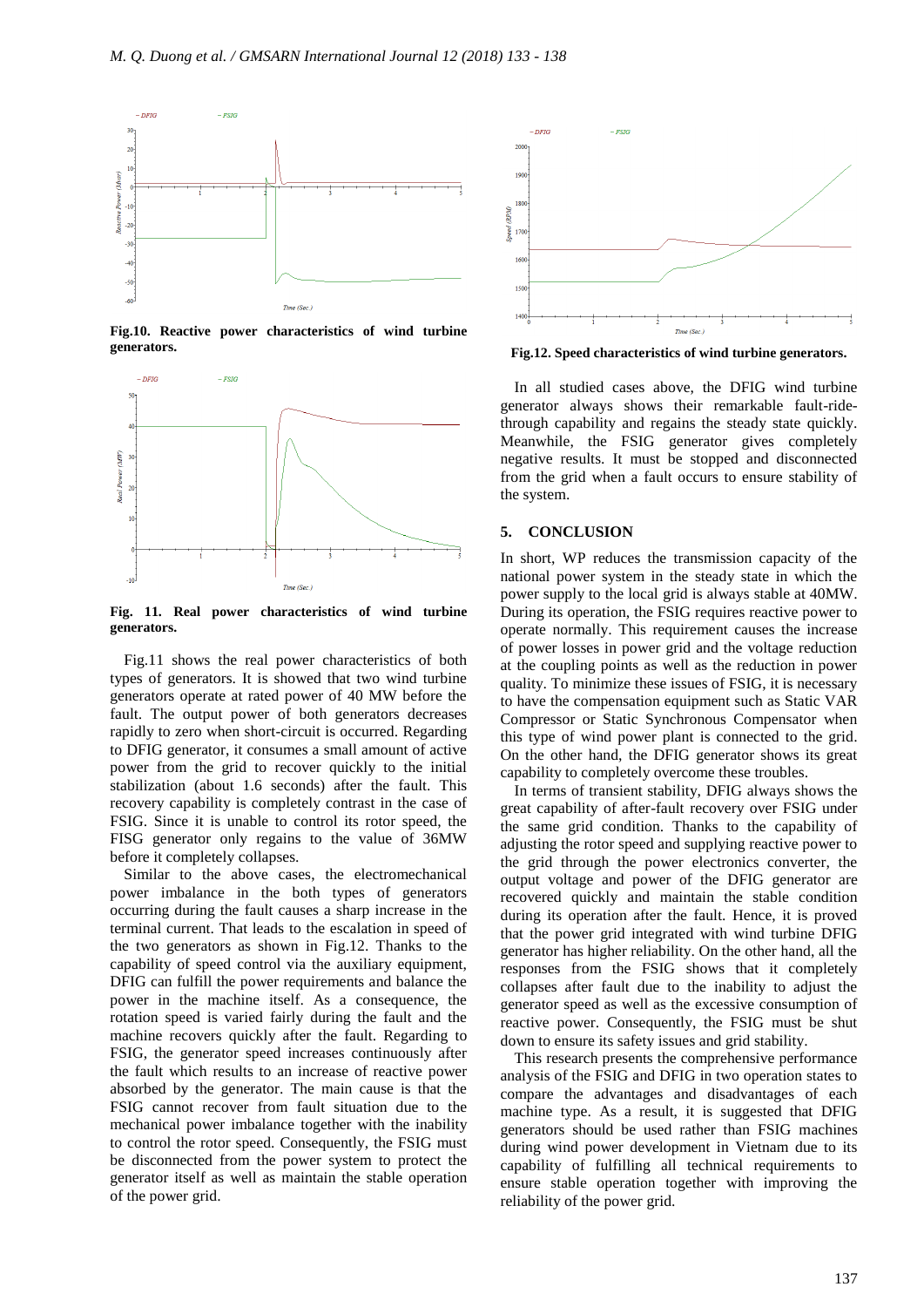Fig.10. **Reactive power characteristics of wind turbine generators.**

**Fig. 11. Real power characteristics of wind turbine generators.**

Fig.11 shows the real power characteristics of both types of generators. It is showed that two wind turbine generators operate at rated power of 40 MW before the fault. The output power of both generators decreases rapidly to zero when short-circuit is occurred. Regarding to DFIG generator, it consumes a small amount of active power from the grid to recover quickly to the initial stabilization (about 1.6 seconds) after the fault. This recovery capability is completely contrast in the case of FSIG. Since it is unable to control its rotor speed, the FISG generator only regains to the value of 36MW before it completely collapses.

Similar to the above cases, the electromechanical power imbalance in the both types of generators occurring during the fault causes a sharp increase in the terminal current. That leads to the escalation in speed of the two generators as shown in Fig.12. Thanks to the capability of speed control via the auxiliary equipment, DFIG can fulfill the power requirements and balance the power in the machine itself. As a consequence, the rotation speed is varied fairly during the fault and the machine recovers quickly after the fault. Regarding to FSIG, the generator speed increases continuously after the fault which results to an increase of reactive power absorbed by the generator. The main cause is that the FSIG cannot recover from fault situation due to the mechanical power imbalance together with the inability to control the rotor speed. Consequently, the FSIG must be disconnected from the power system to protect the generator itself as well as maintain the stable operation of the power grid.

**Fig.12. Speed characteristics of wind turbine generators.**

In all studied cases above, the DFIG wind turbine generator always shows their remarkable fault-ride-through capability and regains the steady state quickly. Meanwhile, the FSIG generator gives completely negative results. It must be stopped and disconnected from the grid when a fault occurs to ensure stability of the system.

## 5. CONCLUSION

In short, WP reduces the transmission capacity of the national power system in the steady state in which the power supply to the local grid is always stable at 40MW. During its operation, the FSIG requires reactive power to operate normally. This requirement causes the increase of power losses in power grid and the voltage reduction at the coupling points as well as the reduction in power quality. To minimize these issues of FSIG, it is necessary to have the compensation equipment such as Static VAR Compressor or Static Synchronous Compensator when this type of wind power plant is connected to the grid. On the other hand, the DFIG generator shows its great capability to completely overcome these troubles.

In terms of transient stability, DFIG always shows the great capability of after-fault recovery over FSIG under the same grid condition. Thanks to the capability of adjusting the rotor speed and supplying reactive power to the grid through the power electronics converter, the output voltage and power of the DFIG generator are recovered quickly and maintain the stable condition during its operation after the fault. Hence, it is proved that the power grid integrated with wind turbine DFIG generator has higher reliability. On the other hand, all the responses from the FSIG shows that it completely collapses after fault due to the inability to adjust the generator speed as well as the excessive consumption of reactive power. Consequently, the FSIG must be shut down to ensure its safety issues and grid stability.

This research presents the comprehensive performance analysis of the FSIG and DFIG in two operation states to compare the advantages and disadvantages of each machine type. As a result, it is suggested that DFIG generators should be used rather than FSIG machines during wind power development in Vietnam due to its capability of fulfilling all technical requirements to ensure stable operation together with improving the reliability of the power grid.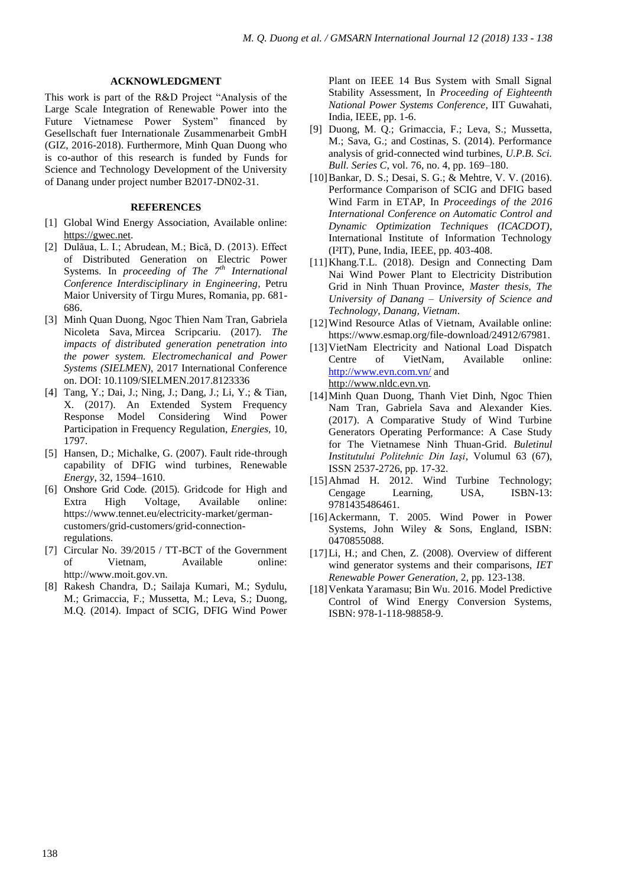## ACKNOWLEDGMENT

This work is part of the R&D Project "Analysis of the Large Scale Integration of Renewable Power into the Future Vietnamese Power System" financed by Gesellschaft fuer Internationale Zusammenarbeit GmbH (GIZ, 2016-2018). Furthermore, Minh Quan Duong who is co-author of this research is funded by Funds for Science and Technology Development of the University of Danang under project number B2017-DN02-31.

## REFERENCES

[1] Global Wind Energy Association, Available online: https://gwec.net.

[2] Dulăua, L. I.; Abrudean, M.; Bică, D. (2013). Effect of Distributed Generation on Electric Power Systems. In *proceeding of The 7th International Conference Interdisciplinary in Engineering*, Petru Maior University of Tirgu Mures, Romania, pp. 681-686.

[3] Minh Quan Duong, Ngoc Thien Nam Tran, Gabriela Nicoleta Sava, Mircea Scripcariu. (2017). *The impacts of distributed generation penetration into the power system. Electromechanical and Power Systems (SIELMEN)*, 2017 International Conference on. DOI: 10.1109/SIELMEN.2017.8123336

[4] Tang, Y.; Dai, J.; Ning, J.; Dang, J.; Li, Y.; & Tian, X. (2017). An Extended System Frequency Response Model Considering Wind Power Participation in Frequency Regulation, *Energies*, 10, 1797.

[5] Hansen, D.; Michalke, G. (2007). Fault ride-through capability of DFIG wind turbines, Renewable *Energy*, 32, 1594–1610.

[6] Onshore Grid Code. (2015). Gridcode for High and Extra High Voltage, Available online: https://www.tennet.eu/electricity-market/german-customers/grid-customers/grid-connection-regulations.

[7] Circular No. 39/2015 / TT-BCT of the Government of Vietnam, Available online: http://www.moit.gov.vn.

[8] Rakesh Chandra, D.; Sailaja Kumari, M.; Sydulu, M.; Grimaccia, F.; Mussetta, M.; Leva, S.; Duong, M.Q. (2014). Impact of SCIG, DFIG Wind Power Plant on IEEE 14 Bus System with Small Signal Stability Assessment, In *Proceeding of Eighteenth National Power Systems Conference*, IIT Guwahati, India, IEEE, pp. 1-6.

[9] Duong, M. Q.; Grimaccia, F.; Leva, S.; Mussetta, M.; Sava, G.; and Costinas, S. (2014). Performance analysis of grid-connected wind turbines, *U.P.B. Sci. Bull. Series C*, vol. 76, no. 4, pp. 169–180.

[10] Bankar, D. S.; Desai, S. G.; & Mehtre, V. V. (2016). Performance Comparison of SCIG and DFIG based Wind Farm in ETAP, In *Proceedings of the 2016 International Conference on Automatic Control and Dynamic Optimization Techniques (ICACDOT)*, International Institute of Information Technology (I²IT), Pune, India, IEEE, pp. 403-408.

[11] Khang.T.L. (2018). Design and Connecting Dam Nai Wind Power Plant to Electricity Distribution Grid in Ninh Thuan Province, *Master thesis, The University of Danang – University of Science and Technology, Danang, Vietnam*.

[12] Wind Resource Atlas of Vietnam, Available online: https://www.esmap.org/file-download/24912/67981.

[13] VietNam Electricity and National Load Dispatch Centre of VietNam, Available online: http://www.evn.com.vn/ and http://www.nldc.evn.vn.

[14] Minh Quan Duong, Thanh Viet Dinh, Ngoc Thien Nam Tran, Gabriela Sava and Alexander Kies. (2017). A Comparative Study of Wind Turbine Generators Operating Performance: A Case Study for The Vietnamese Ninh Thuan-Grid. *Buletinul Institutului Politehnic Din Iaşi*, Volumul 63 (67), ISSN 2537-2726, pp. 17-32.

[15] Ahmad H. 2012. Wind Turbine Technology; Cengage Learning, USA, ISBN-13: 9781435486461.

[16] Ackermann, T. 2005. Wind Power in Power Systems, John Wiley & Sons, England, ISBN: 0470855088.

[17] Li, H.; and Chen, Z. (2008). Overview of different wind generator systems and their comparisons, *IET Renewable Power Generation*, 2, pp. 123-138.

[18] Venkata Yaramasu; Bin Wu. 2016. Model Predictive Control of Wind Energy Conversion Systems, ISBN: 978-1-118-98858-9.